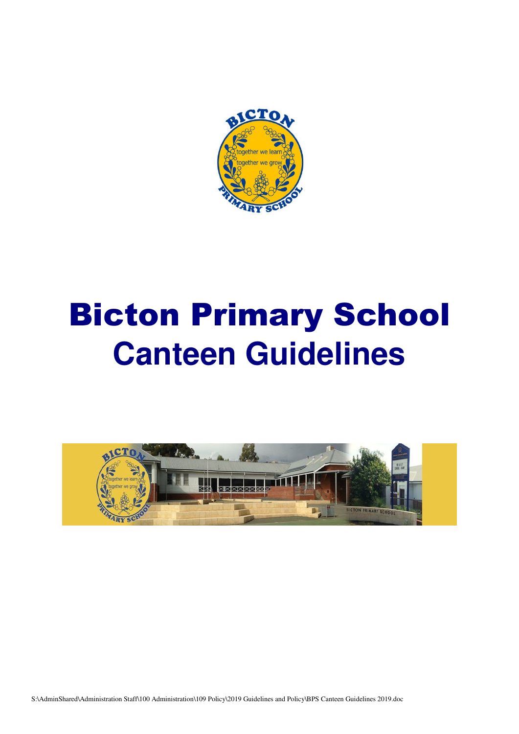# Bicton Primary School

## Canteen Guidelines

S:\AdminShared\Administration Staff\100 Administration\109 Policy\2019 Guidelines and Policy\BPS Canteen Guidelines 2019.doc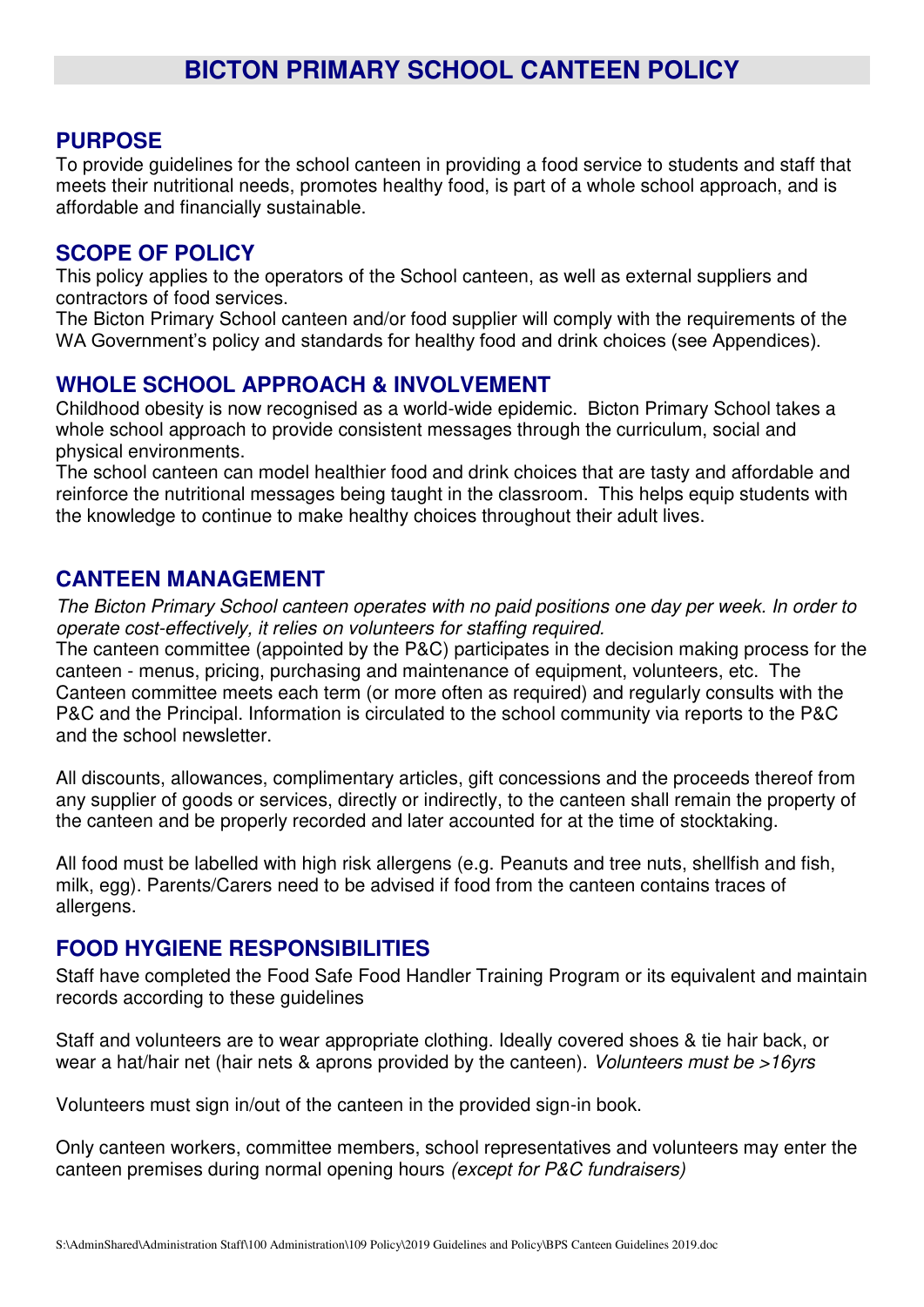# BICTON PRIMARY SCHOOL CANTEEN POLICY

## PURPOSE

To provide guidelines for the school canteen in providing a food service to students and staff that meets their nutritional needs, promotes healthy food, is part of a whole school approach, and is affordable and financially sustainable.

## SCOPE OF POLICY

This policy applies to the operators of the School canteen, as well as external suppliers and contractors of food services.
The Bicton Primary School canteen and/or food supplier will comply with the requirements of the WA Government's policy and standards for healthy food and drink choices (see Appendices).

## WHOLE SCHOOL APPROACH & INVOLVEMENT

Childhood obesity is now recognised as a world-wide epidemic. Bicton Primary School takes a whole school approach to provide consistent messages through the curriculum, social and physical environments.
The school canteen can model healthier food and drink choices that are tasty and affordable and reinforce the nutritional messages being taught in the classroom. This helps equip students with the knowledge to continue to make healthy choices throughout their adult lives.

## CANTEEN MANAGEMENT

*The Bicton Primary School canteen operates with no paid positions one day per week. In order to operate cost-effectively, it relies on volunteers for staffing required.*
The canteen committee (appointed by the P&C) participates in the decision making process for the canteen - menus, pricing, purchasing and maintenance of equipment, volunteers, etc. The Canteen committee meets each term (or more often as required) and regularly consults with the P&C and the Principal. Information is circulated to the school community via reports to the P&C and the school newsletter.

All discounts, allowances, complimentary articles, gift concessions and the proceeds thereof from any supplier of goods or services, directly or indirectly, to the canteen shall remain the property of the canteen and be properly recorded and later accounted for at the time of stocktaking.

All food must be labelled with high risk allergens (e.g. Peanuts and tree nuts, shellfish and fish, milk, egg). Parents/Carers need to be advised if food from the canteen contains traces of allergens.

## FOOD HYGIENE RESPONSIBILITIES

Staff have completed the Food Safe Food Handler Training Program or its equivalent and maintain records according to these guidelines

Staff and volunteers are to wear appropriate clothing. Ideally covered shoes & tie hair back, or wear a hat/hair net (hair nets & aprons provided by the canteen). *Volunteers must be >16yrs*

Volunteers must sign in/out of the canteen in the provided sign-in book.

Only canteen workers, committee members, school representatives and volunteers may enter the canteen premises during normal opening hours *(except for P&C fundraisers)*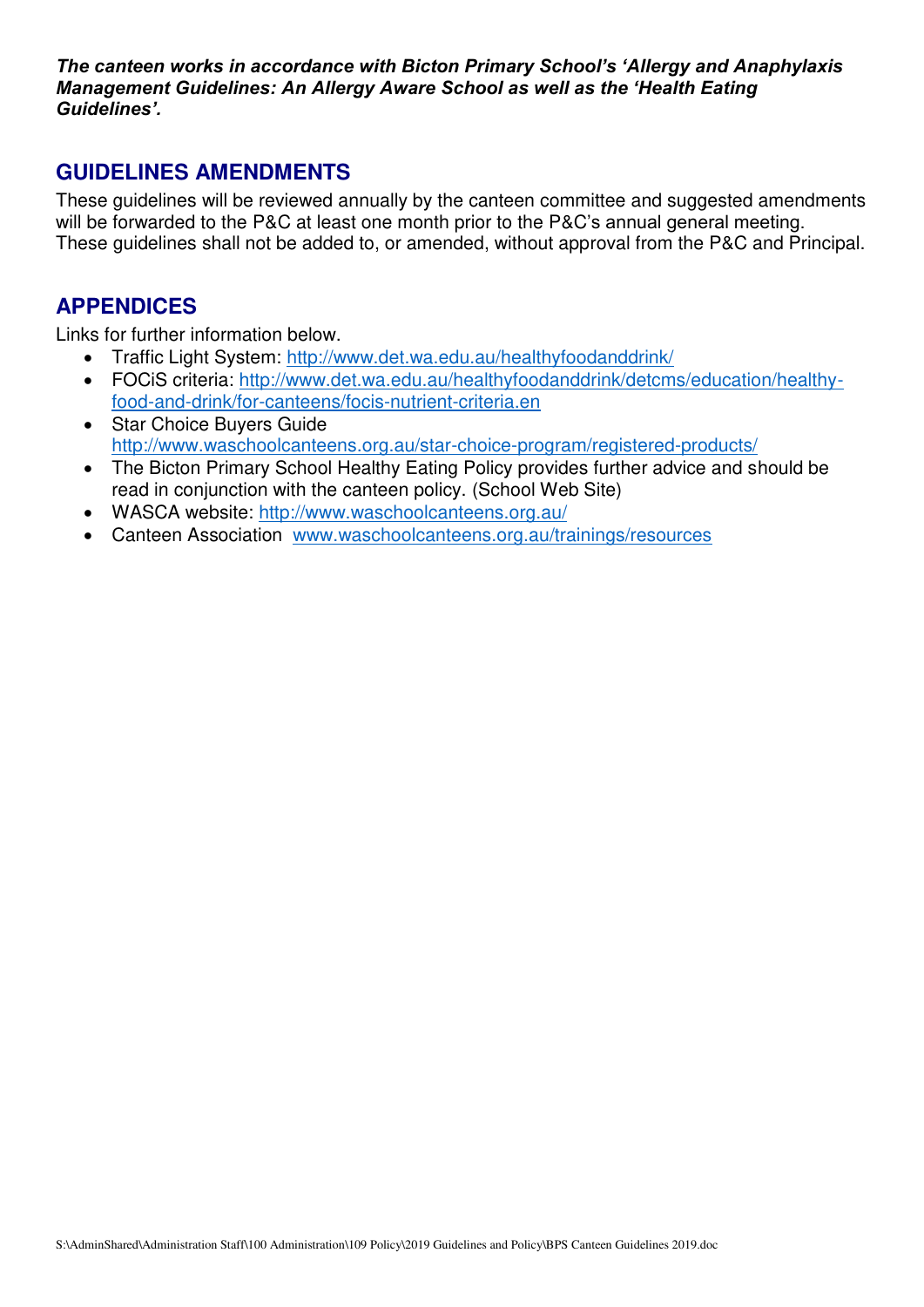***The canteen works in accordance with Bicton Primary School's 'Allergy and Anaphylaxis Management Guidelines: An Allergy Aware School as well as the 'Health Eating Guidelines'.***

## GUIDELINES AMENDMENTS

These guidelines will be reviewed annually by the canteen committee and suggested amendments will be forwarded to the P&C at least one month prior to the P&C's annual general meeting. These guidelines shall not be added to, or amended, without approval from the P&C and Principal.

## APPENDICES

Links for further information below.

- Traffic Light System: http://www.det.wa.edu.au/healthyfoodanddrink/
- FOCiS criteria: http://www.det.wa.edu.au/healthyfoodanddrink/detcms/education/healthy-food-and-drink/for-canteens/focis-nutrient-criteria.en
- Star Choice Buyers Guide http://www.waschoolcanteens.org.au/star-choice-program/registered-products/
- The Bicton Primary School Healthy Eating Policy provides further advice and should be read in conjunction with the canteen policy. (School Web Site)
- WASCA website: http://www.waschoolcanteens.org.au/
- Canteen Association www.waschoolcanteens.org.au/trainings/resources

S:\AdminShared\Administration Staff\100 Administration\109 Policy\2019 Guidelines and Policy\BPS Canteen Guidelines 2019.doc